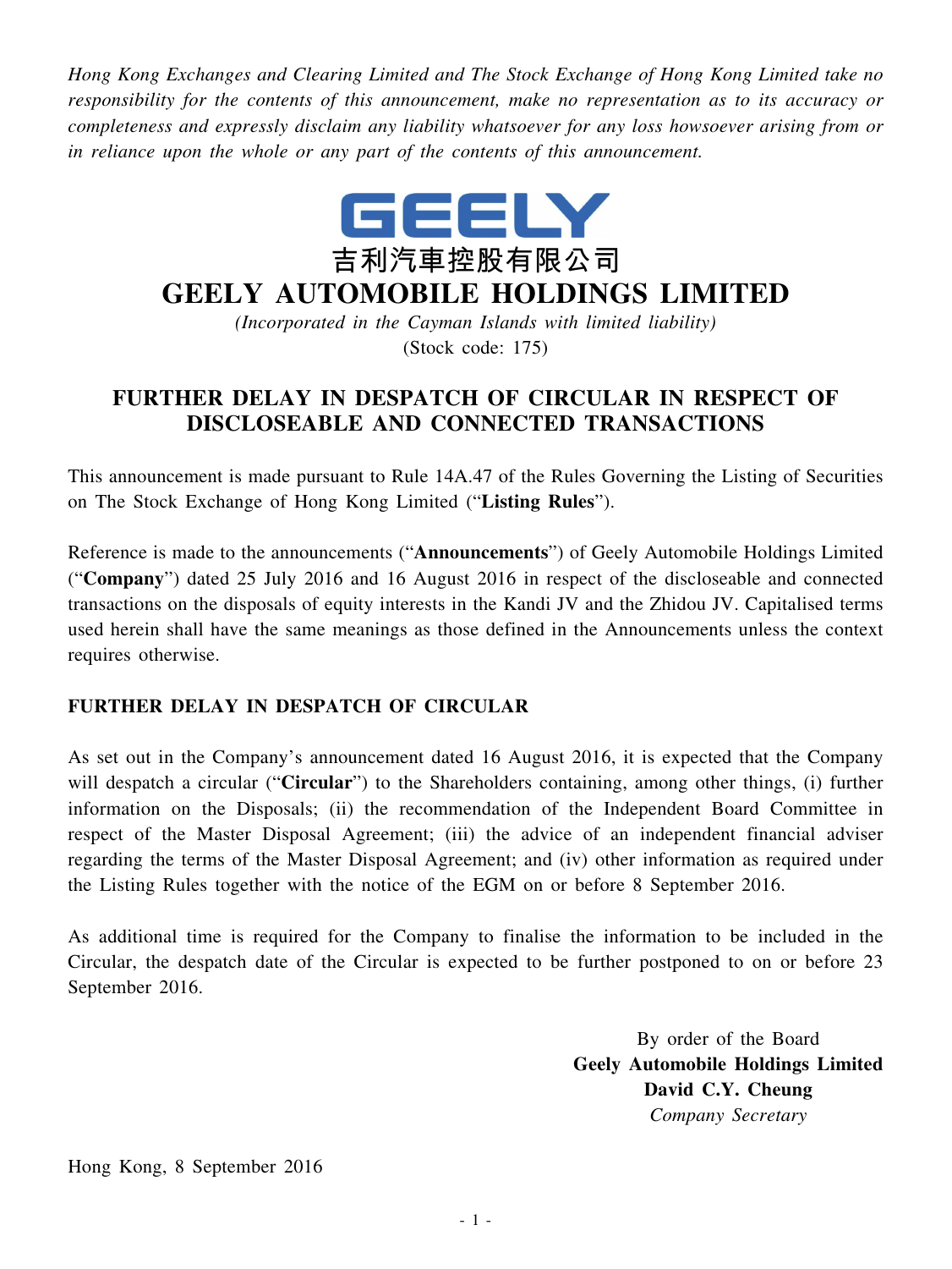*Hong Kong Exchanges and Clearing Limited and The Stock Exchange of Hong Kong Limited take no responsibility for the contents of this announcement, make no representation as to its accuracy or completeness and expressly disclaim any liability whatsoever for any loss howsoever arising from or in reliance upon the whole or any part of the contents of this announcement.*

GEELY

吉利汽車控股有限公司

# GEELY AUTOMOBILE HOLDINGS LIMITED

*(Incorporated in the Cayman Islands with limited liability)*

(Stock code: 175)

## FURTHER DELAY IN DESPATCH OF CIRCULAR IN RESPECT OF DISCLOSEABLE AND CONNECTED TRANSACTIONS

This announcement is made pursuant to Rule 14A.47 of the Rules Governing the Listing of Securities on The Stock Exchange of Hong Kong Limited ("**Listing Rules**").

Reference is made to the announcements ("**Announcements**") of Geely Automobile Holdings Limited ("**Company**") dated 25 July 2016 and 16 August 2016 in respect of the discloseable and connected transactions on the disposals of equity interests in the Kandi JV and the Zhidou JV. Capitalised terms used herein shall have the same meanings as those defined in the Announcements unless the context requires otherwise.

### FURTHER DELAY IN DESPATCH OF CIRCULAR

As set out in the Company's announcement dated 16 August 2016, it is expected that the Company will despatch a circular ("**Circular**") to the Shareholders containing, among other things, (i) further information on the Disposals; (ii) the recommendation of the Independent Board Committee in respect of the Master Disposal Agreement; (iii) the advice of an independent financial adviser regarding the terms of the Master Disposal Agreement; and (iv) other information as required under the Listing Rules together with the notice of the EGM on or before 8 September 2016.

As additional time is required for the Company to finalise the information to be included in the Circular, the despatch date of the Circular is expected to be further postponed to on or before 23 September 2016.

By order of the Board

**Geely Automobile Holdings Limited**

**David C.Y. Cheung**

*Company Secretary*

Hong Kong, 8 September 2016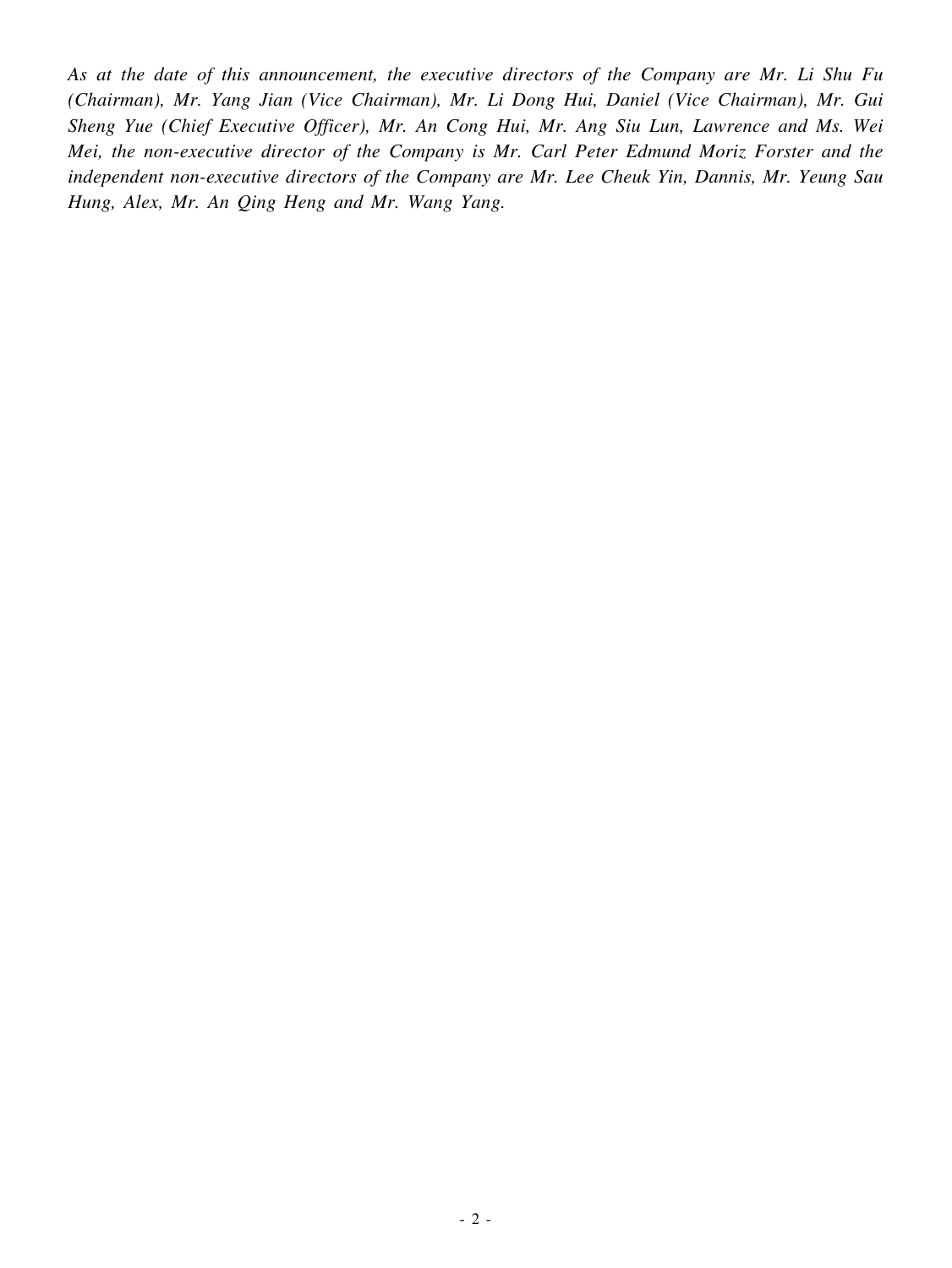*As at the date of this announcement, the executive directors of the Company are Mr. Li Shu Fu (Chairman), Mr. Yang Jian (Vice Chairman), Mr. Li Dong Hui, Daniel (Vice Chairman), Mr. Gui Sheng Yue (Chief Executive Officer), Mr. An Cong Hui, Mr. Ang Siu Lun, Lawrence and Ms. Wei Mei, the non-executive director of the Company is Mr. Carl Peter Edmund Moriz Forster and the independent non-executive directors of the Company are Mr. Lee Cheuk Yin, Dannis, Mr. Yeung Sau Hung, Alex, Mr. An Qing Heng and Mr. Wang Yang.*